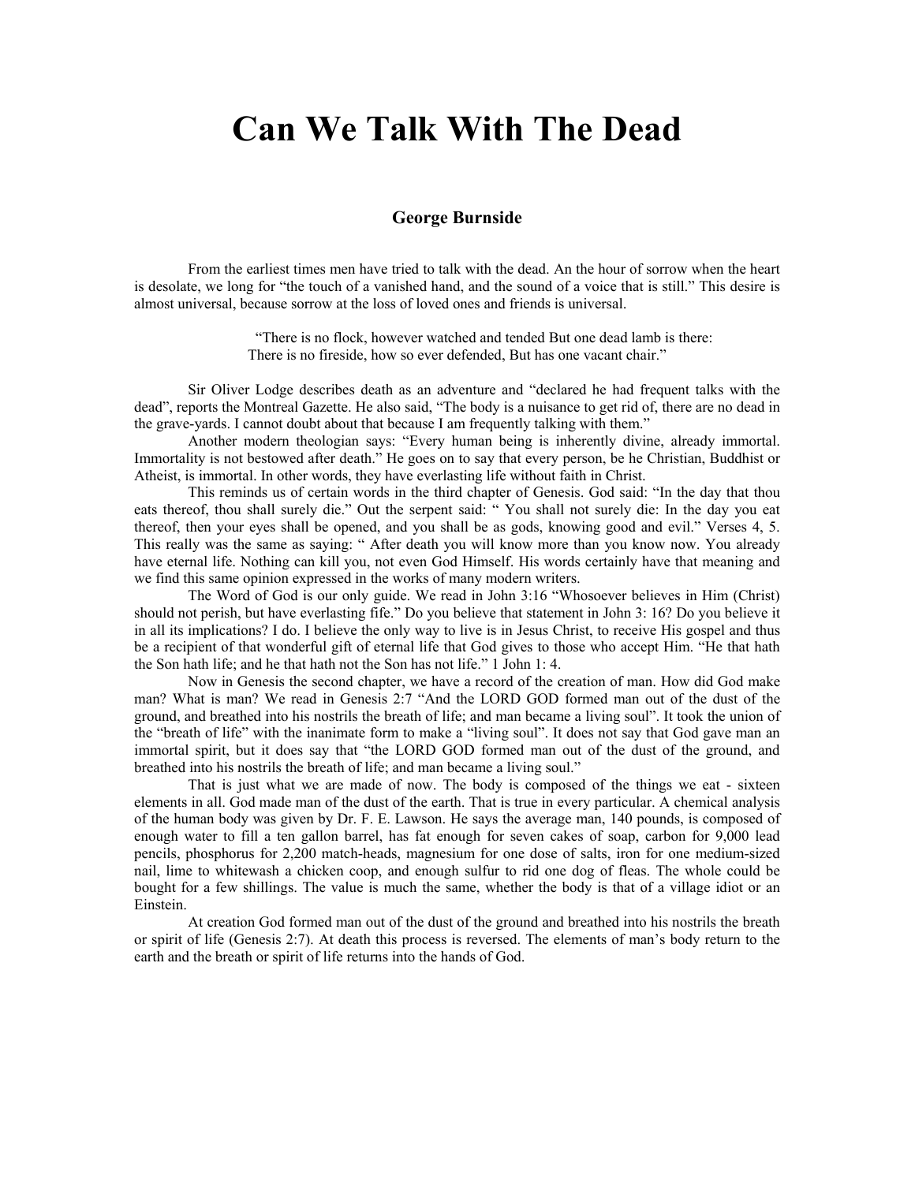# Can We Talk With The Dead

### George Burnside

From the earliest times men have tried to talk with the dead. An the hour of sorrow when the heart is desolate, we long for "the touch of a vanished hand, and the sound of a voice that is still." This desire is almost universal, because sorrow at the loss of loved ones and friends is universal.

> "There is no flock, however watched and tended But one dead lamb is there:
> There is no fireside, how so ever defended, But has one vacant chair."

Sir Oliver Lodge describes death as an adventure and "declared he had frequent talks with the dead", reports the Montreal Gazette. He also said, "The body is a nuisance to get rid of, there are no dead in the grave-yards. I cannot doubt about that because I am frequently talking with them."

Another modern theologian says: "Every human being is inherently divine, already immortal. Immortality is not bestowed after death." He goes on to say that every person, be he Christian, Buddhist or Atheist, is immortal. In other words, they have everlasting life without faith in Christ.

This reminds us of certain words in the third chapter of Genesis. God said: "In the day that thou eats thereof, thou shall surely die." Out the serpent said: " You shall not surely die: In the day you eat thereof, then your eyes shall be opened, and you shall be as gods, knowing good and evil." Verses 4, 5. This really was the same as saying: " After death you will know more than you know now. You already have eternal life. Nothing can kill you, not even God Himself. His words certainly have that meaning and we find this same opinion expressed in the works of many modern writers.

The Word of God is our only guide. We read in John 3:16 "Whosoever believes in Him (Christ) should not perish, but have everlasting fife." Do you believe that statement in John 3: 16? Do you believe it in all its implications? I do. I believe the only way to live is in Jesus Christ, to receive His gospel and thus be a recipient of that wonderful gift of eternal life that God gives to those who accept Him. "He that hath the Son hath life; and he that hath not the Son has not life." 1 John 1: 4.

Now in Genesis the second chapter, we have a record of the creation of man. How did God make man? What is man? We read in Genesis 2:7 "And the LORD GOD formed man out of the dust of the ground, and breathed into his nostrils the breath of life; and man became a living soul". It took the union of the "breath of life" with the inanimate form to make a "living soul". It does not say that God gave man an immortal spirit, but it does say that "the LORD GOD formed man out of the dust of the ground, and breathed into his nostrils the breath of life; and man became a living soul."

That is just what we are made of now. The body is composed of the things we eat - sixteen elements in all. God made man of the dust of the earth. That is true in every particular. A chemical analysis of the human body was given by Dr. F. E. Lawson. He says the average man, 140 pounds, is composed of enough water to fill a ten gallon barrel, has fat enough for seven cakes of soap, carbon for 9,000 lead pencils, phosphorus for 2,200 match-heads, magnesium for one dose of salts, iron for one medium-sized nail, lime to whitewash a chicken coop, and enough sulfur to rid one dog of fleas. The whole could be bought for a few shillings. The value is much the same, whether the body is that of a village idiot or an Einstein.

At creation God formed man out of the dust of the ground and breathed into his nostrils the breath or spirit of life (Genesis 2:7). At death this process is reversed. The elements of man's body return to the earth and the breath or spirit of life returns into the hands of God.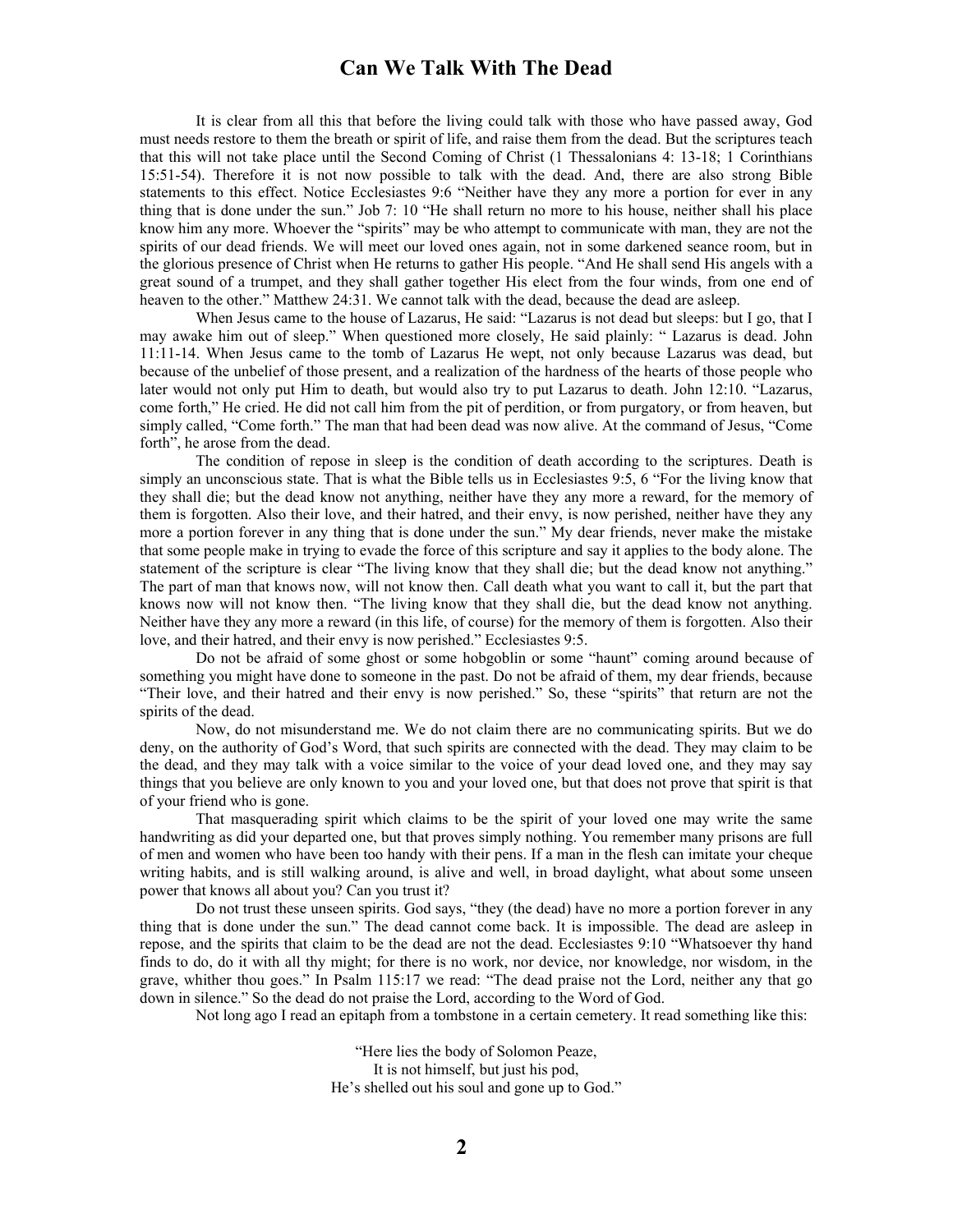It is clear from all this that before the living could talk with those who have passed away, God must needs restore to them the breath or spirit of life, and raise them from the dead. But the scriptures teach that this will not take place until the Second Coming of Christ (1 Thessalonians 4: 13-18; 1 Corinthians 15:51-54). Therefore it is not now possible to talk with the dead. And, there are also strong Bible statements to this effect. Notice Ecclesiastes 9:6 "Neither have they any more a portion for ever in any thing that is done under the sun." Job 7: 10 "He shall return no more to his house, neither shall his place know him any more. Whoever the "spirits" may be who attempt to communicate with man, they are not the spirits of our dead friends. We will meet our loved ones again, not in some darkened seance room, but in the glorious presence of Christ when He returns to gather His people. "And He shall send His angels with a great sound of a trumpet, and they shall gather together His elect from the four winds, from one end of heaven to the other." Matthew 24:31. We cannot talk with the dead, because the dead are asleep.

When Jesus came to the house of Lazarus, He said: "Lazarus is not dead but sleeps: but I go, that I may awake him out of sleep." When questioned more closely, He said plainly: " Lazarus is dead. John 11:11-14. When Jesus came to the tomb of Lazarus He wept, not only because Lazarus was dead, but because of the unbelief of those present, and a realization of the hardness of the hearts of those people who later would not only put Him to death, but would also try to put Lazarus to death. John 12:10. "Lazarus, come forth," He cried. He did not call him from the pit of perdition, or from purgatory, or from heaven, but simply called, "Come forth." The man that had been dead was now alive. At the command of Jesus, "Come forth", he arose from the dead.

The condition of repose in sleep is the condition of death according to the scriptures. Death is simply an unconscious state. That is what the Bible tells us in Ecclesiastes 9:5, 6 "For the living know that they shall die; but the dead know not anything, neither have they any more a reward, for the memory of them is forgotten. Also their love, and their hatred, and their envy, is now perished, neither have they any more a portion forever in any thing that is done under the sun." My dear friends, never make the mistake that some people make in trying to evade the force of this scripture and say it applies to the body alone. The statement of the scripture is clear "The living know that they shall die; but the dead know not anything." The part of man that knows now, will not know then. Call death what you want to call it, but the part that knows now will not know then. "The living know that they shall die, but the dead know not anything. Neither have they any more a reward (in this life, of course) for the memory of them is forgotten. Also their love, and their hatred, and their envy is now perished." Ecclesiastes 9:5.

Do not be afraid of some ghost or some hobgoblin or some "haunt" coming around because of something you might have done to someone in the past. Do not be afraid of them, my dear friends, because "Their love, and their hatred and their envy is now perished." So, these "spirits" that return are not the spirits of the dead.

Now, do not misunderstand me. We do not claim there are no communicating spirits. But we do deny, on the authority of God's Word, that such spirits are connected with the dead. They may claim to be the dead, and they may talk with a voice similar to the voice of your dead loved one, and they may say things that you believe are only known to you and your loved one, but that does not prove that spirit is that of your friend who is gone.

That masquerading spirit which claims to be the spirit of your loved one may write the same handwriting as did your departed one, but that proves simply nothing. You remember many prisons are full of men and women who have been too handy with their pens. If a man in the flesh can imitate your cheque writing habits, and is still walking around, is alive and well, in broad daylight, what about some unseen power that knows all about you? Can you trust it?

Do not trust these unseen spirits. God says, "they (the dead) have no more a portion forever in any thing that is done under the sun." The dead cannot come back. It is impossible. The dead are asleep in repose, and the spirits that claim to be the dead are not the dead. Ecclesiastes 9:10 "Whatsoever thy hand finds to do, do it with all thy might; for there is no work, nor device, nor knowledge, nor wisdom, in the grave, whither thou goes." In Psalm 115:17 we read: "The dead praise not the Lord, neither any that go down in silence." So the dead do not praise the Lord, according to the Word of God.

Not long ago I read an epitaph from a tombstone in a certain cemetery. It read something like this:

"Here lies the body of Solomon Peaze,  
It is not himself, but just his pod,  
He's shelled out his soul and gone up to God."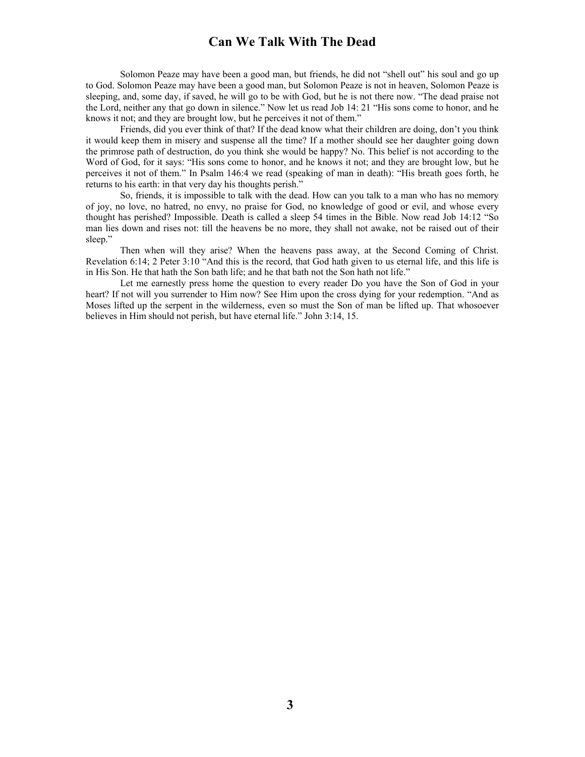Solomon Peaze may have been a good man, but friends, he did not "shell out" his soul and go up to God. Solomon Peaze may have been a good man, but Solomon Peaze is not in heaven, Solomon Peaze is sleeping, and, some day, if saved, he will go to be with God, but he is not there now. "The dead praise not the Lord, neither any that go down in silence." Now let us read Job 14: 21 "His sons come to honor, and he knows it not; and they are brought low, but he perceives it not of them."

Friends, did you ever think of that? If the dead know what their children are doing, don't you think it would keep them in misery and suspense all the time? If a mother should see her daughter going down the primrose path of destruction, do you think she would be happy? No. This belief is not according to the Word of God, for it says: "His sons come to honor, and he knows it not; and they are brought low, but he perceives it not of them." In Psalm 146:4 we read (speaking of man in death): "His breath goes forth, he returns to his earth: in that very day his thoughts perish."

So, friends, it is impossible to talk with the dead. How can you talk to a man who has no memory of joy, no love, no hatred, no envy, no praise for God, no knowledge of good or evil, and whose every thought has perished? Impossible. Death is called a sleep 54 times in the Bible. Now read Job 14:12 "So man lies down and rises not: till the heavens be no more, they shall not awake, not be raised out of their sleep."

Then when will they arise? When the heavens pass away, at the Second Coming of Christ. Revelation 6:14; 2 Peter 3:10 "And this is the record, that God hath given to us eternal life, and this life is in His Son. He that hath the Son bath life; and he that bath not the Son hath not life."

Let me earnestly press home the question to every reader Do you have the Son of God in your heart? If not will you surrender to Him now? See Him upon the cross dying for your redemption. "And as Moses lifted up the serpent in the wilderness, even so must the Son of man be lifted up. That whosoever believes in Him should not perish, but have eternal life." John 3:14, 15.